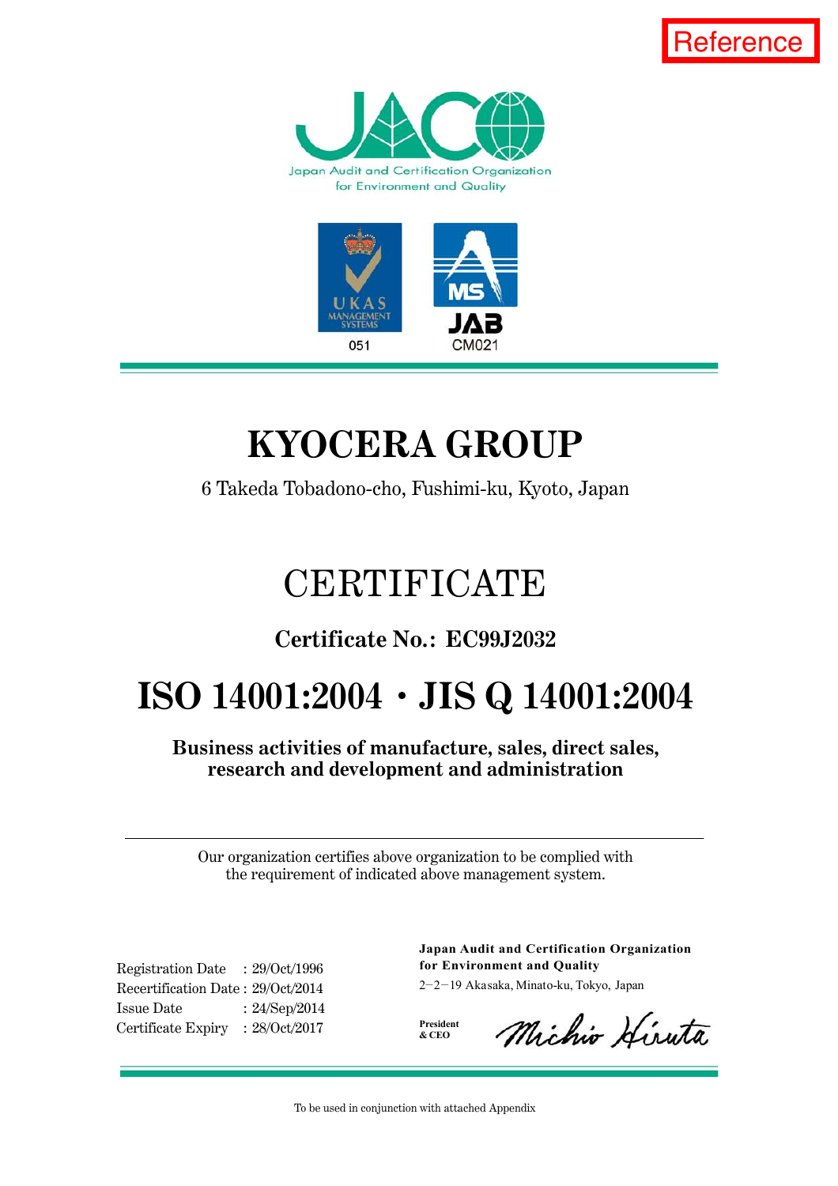Reference

Japan Audit and Certification Organization
for Environment and Quality

UKAS MANAGEMENT SYSTEMS
051

MS JAB
CM021

# KYOCERA GROUP

6 Takeda Tobadono-cho, Fushimi-ku, Kyoto, Japan

# CERTIFICATE

**Certificate No.: EC99J2032**

# ISO 14001:2004・JIS Q 14001:2004

**Business activities of manufacture, sales, direct sales, research and development and administration**

---

Our organization certifies above organization to be complied with the requirement of indicated above management system.

Registration Date : 29/Oct/1996
Recertification Date : 29/Oct/2014
Issue Date : 24/Sep/2014
Certificate Expiry : 28/Oct/2017

**Japan Audit and Certification Organization for Environment and Quality**
2−2−19 Akasaka, Minato-ku, Tokyo, Japan

**President & CEO** Michio Hiruta

To be used in conjunction with attached Appendix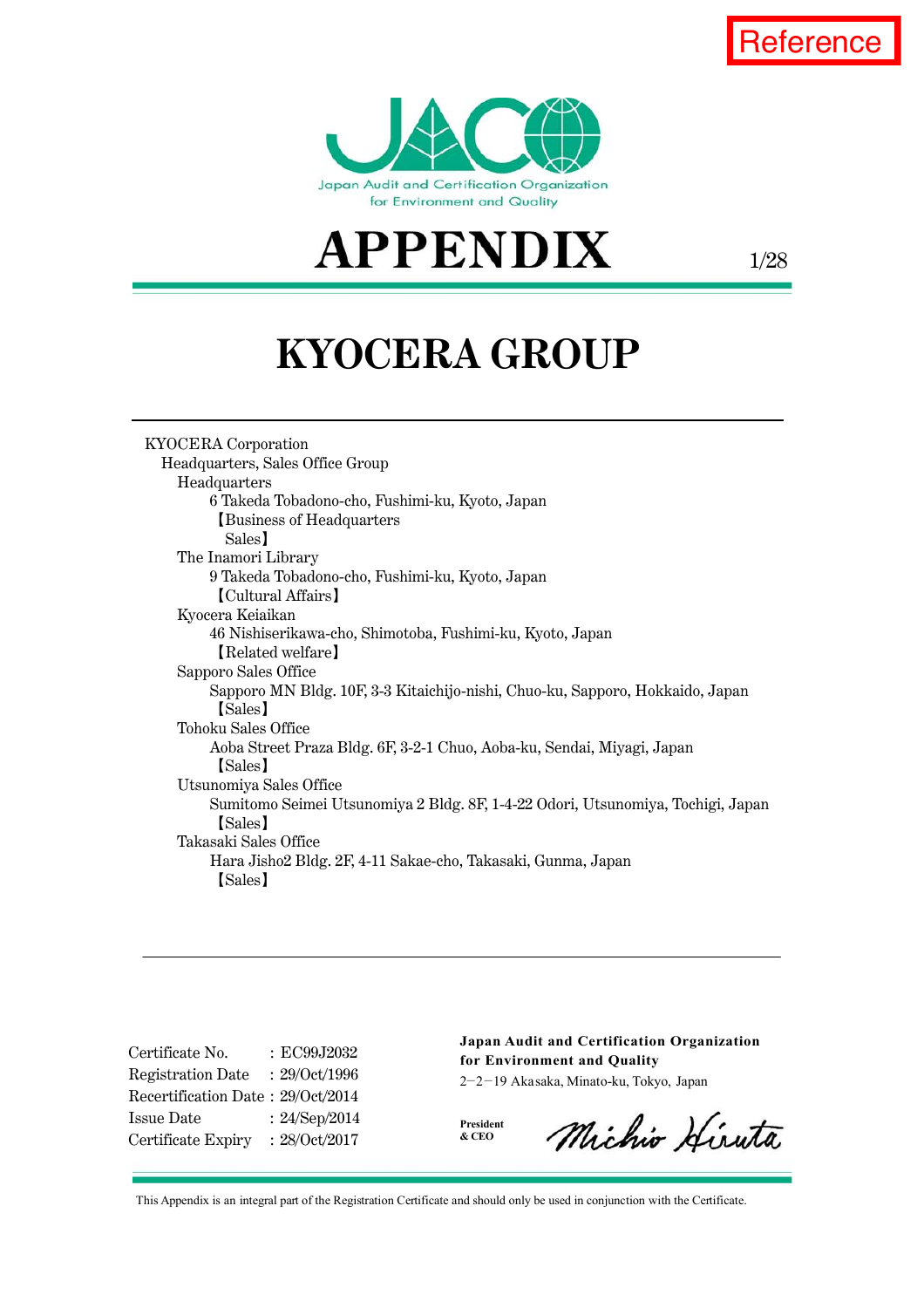Reference

Japan Audit and Certification Organization
for Environment and Quality

# APPENDIX

# KYOCERA GROUP

KYOCERA Corporation
Headquarters, Sales Office Group
Headquarters
6 Takeda Tobadono-cho, Fushimi-ku, Kyoto, Japan
【Business of Headquarters
Sales】
The Inamori Library
9 Takeda Tobadono-cho, Fushimi-ku, Kyoto, Japan
【Cultural Affairs】
Kyocera Keiaikan
46 Nishiserikawa-cho, Shimotoba, Fushimi-ku, Kyoto, Japan
【Related welfare】
Sapporo Sales Office
Sapporo MN Bldg. 10F, 3-3 Kitaichijo-nishi, Chuo-ku, Sapporo, Hokkaido, Japan
【Sales】
Tohoku Sales Office
Aoba Street Praza Bldg. 6F, 3-2-1 Chuo, Aoba-ku, Sendai, Miyagi, Japan
【Sales】
Utsunomiya Sales Office
Sumitomo Seimei Utsunomiya 2 Bldg. 8F, 1-4-22 Odori, Utsunomiya, Tochigi, Japan
【Sales】
Takasaki Sales Office
Hara Jisho2 Bldg. 2F, 4-11 Sakae-cho, Takasaki, Gunma, Japan
【Sales】

| | |
|---|---|
| Certificate No. | : EC99J2032 |
| Registration Date | : 29/Oct/1996 |
| Recertification Date | : 29/Oct/2014 |
| Issue Date | : 24/Sep/2014 |
| Certificate Expiry | : 28/Oct/2017 |

**Japan Audit and Certification Organization for Environment and Quality**
2−2−19 Akasaka, Minato-ku, Tokyo, Japan

**President & CEO** Michio Hiruta

This Appendix is an integral part of the Registration Certificate and should only be used in conjunction with the Certificate.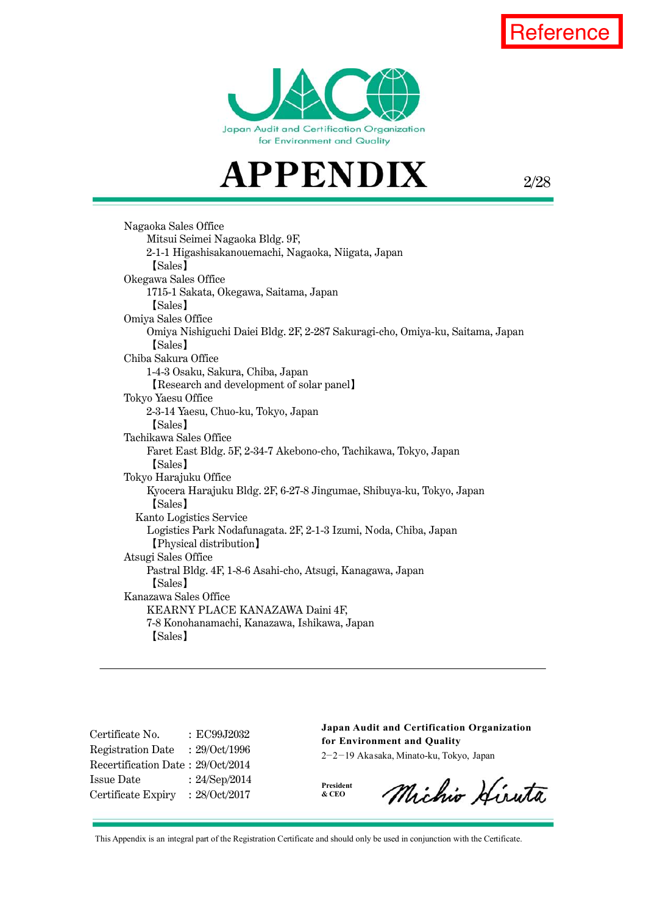Reference

Japan Audit and Certification Organization for Environment and Quality

# APPENDIX

Nagaoka Sales Office
  Mitsui Seimei Nagaoka Bldg. 9F,
  2-1-1 Higashisakanouemachi, Nagaoka, Niigata, Japan
  【Sales】

Okegawa Sales Office
  1715-1 Sakata, Okegawa, Saitama, Japan
  【Sales】

Omiya Sales Office
  Omiya Nishiguchi Daiei Bldg. 2F, 2-287 Sakuragi-cho, Omiya-ku, Saitama, Japan
  【Sales】

Chiba Sakura Office
  1-4-3 Osaku, Sakura, Chiba, Japan
  【Research and development of solar panel】

Tokyo Yaesu Office
  2-3-14 Yaesu, Chuo-ku, Tokyo, Japan
  【Sales】

Tachikawa Sales Office
  Faret East Bldg. 5F, 2-34-7 Akebono-cho, Tachikawa, Tokyo, Japan
  【Sales】

Tokyo Harajuku Office
  Kyocera Harajuku Bldg. 2F, 6-27-8 Jingumae, Shibuya-ku, Tokyo, Japan
  【Sales】

Kanto Logistics Service
  Logistics Park Nodafunagata. 2F, 2-1-3 Izumi, Noda, Chiba, Japan
  【Physical distribution】

Atsugi Sales Office
  Pastral Bldg. 4F, 1-8-6 Asahi-cho, Atsugi, Kanagawa, Japan
  【Sales】

Kanazawa Sales Office
  KEARNY PLACE KANAZAWA Daini 4F,
  7-8 Konohanamachi, Kanazawa, Ishikawa, Japan
  【Sales】

---

| | |
|---|---|
| Certificate No. | : EC99J2032 |
| Registration Date | : 29/Oct/1996 |
| Recertification Date | : 29/Oct/2014 |
| Issue Date | : 24/Sep/2014 |
| Certificate Expiry | : 28/Oct/2017 |

**Japan Audit and Certification Organization for Environment and Quality**
2−2−19 Akasaka, Minato-ku, Tokyo, Japan

**President & CEO** Michio Hiruta

This Appendix is an integral part of the Registration Certificate and should only be used in conjunction with the Certificate.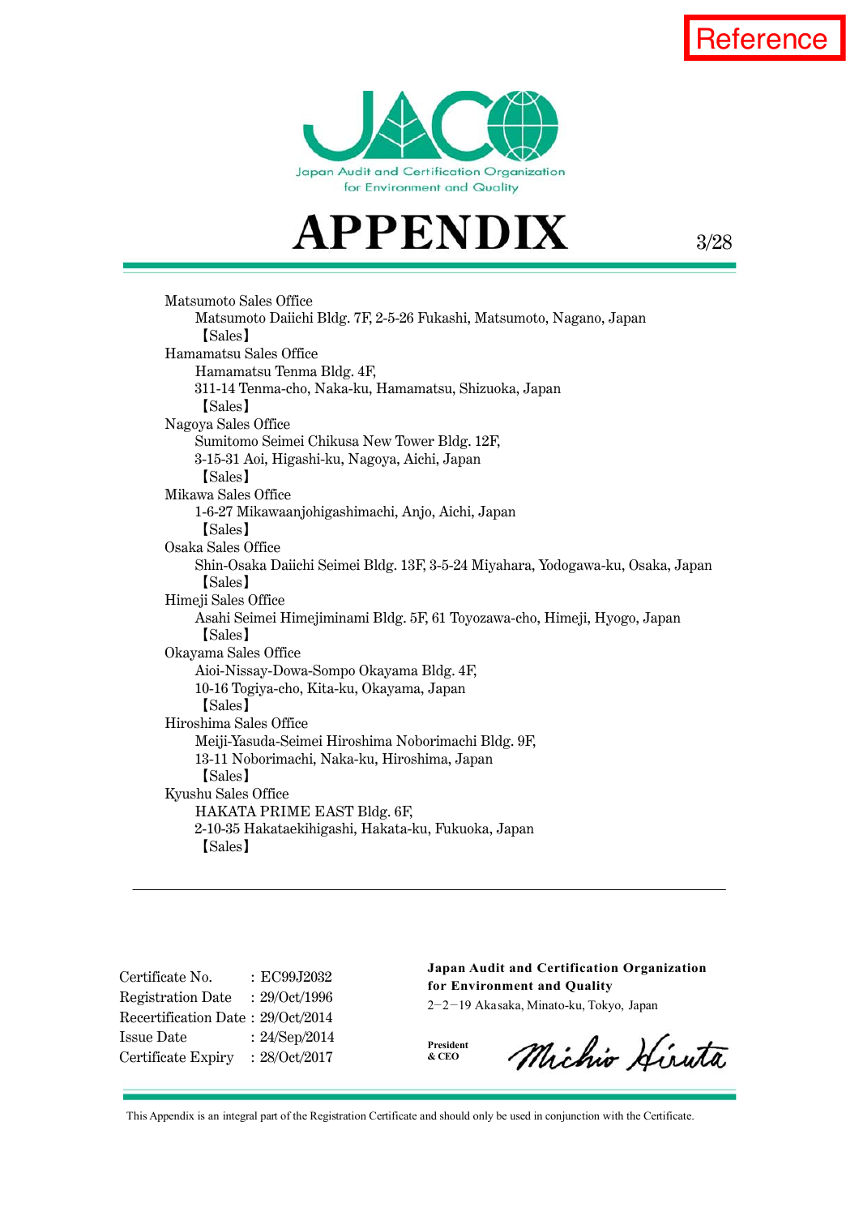Reference

Japan Audit and Certification Organization for Environment and Quality

# APPENDIX

Matsumoto Sales Office
  Matsumoto Daiichi Bldg. 7F, 2-5-26 Fukashi, Matsumoto, Nagano, Japan
  【Sales】
Hamamatsu Sales Office
  Hamamatsu Tenma Bldg. 4F,
  311-14 Tenma-cho, Naka-ku, Hamamatsu, Shizuoka, Japan
  【Sales】
Nagoya Sales Office
  Sumitomo Seimei Chikusa New Tower Bldg. 12F,
  3-15-31 Aoi, Higashi-ku, Nagoya, Aichi, Japan
  【Sales】
Mikawa Sales Office
  1-6-27 Mikawaanjohigashimachi, Anjo, Aichi, Japan
  【Sales】
Osaka Sales Office
  Shin-Osaka Daiichi Seimei Bldg. 13F, 3-5-24 Miyahara, Yodogawa-ku, Osaka, Japan
  【Sales】
Himeji Sales Office
  Asahi Seimei Himejiminami Bldg. 5F, 61 Toyozawa-cho, Himeji, Hyogo, Japan
  【Sales】
Okayama Sales Office
  Aioi-Nissay-Dowa-Sompo Okayama Bldg. 4F,
  10-16 Togiya-cho, Kita-ku, Okayama, Japan
  【Sales】
Hiroshima Sales Office
  Meiji-Yasuda-Seimei Hiroshima Noborimachi Bldg. 9F,
  13-11 Noborimachi, Naka-ku, Hiroshima, Japan
  【Sales】
Kyushu Sales Office
  HAKATA PRIME EAST Bldg. 6F,
  2-10-35 Hakataekihigashi, Hakata-ku, Fukuoka, Japan
  【Sales】

---

Certificate No. : EC99J2032
Registration Date : 29/Oct/1996
Recertification Date : 29/Oct/2014
Issue Date : 24/Sep/2014
Certificate Expiry : 28/Oct/2017

**Japan Audit and Certification Organization for Environment and Quality**
2−2−19 Akasaka, Minato-ku, Tokyo, Japan

**President & CEO** Michio Hiruta

This Appendix is an integral part of the Registration Certificate and should only be used in conjunction with the Certificate.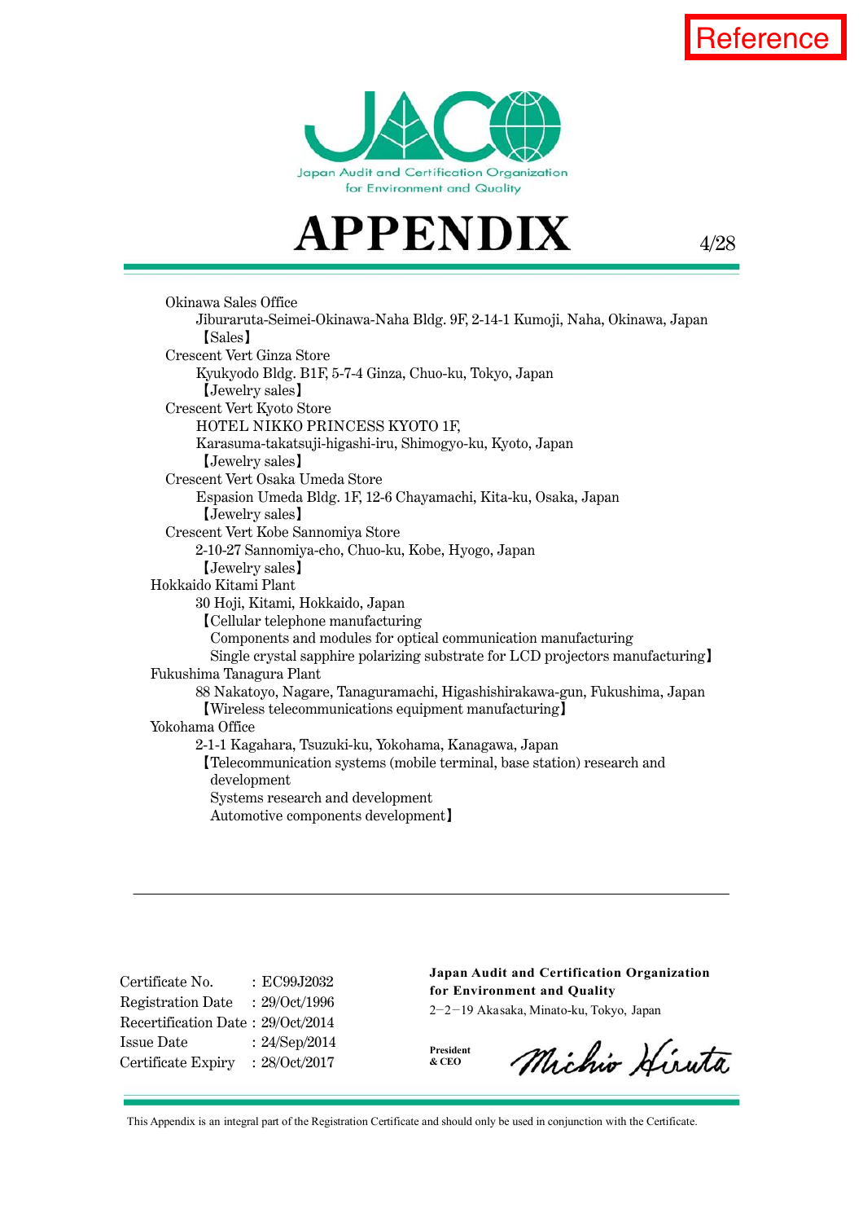Reference

Japan Audit and Certification Organization for Environment and Quality

# APPENDIX

Okinawa Sales Office
  Jiburaruta-Seimei-Okinawa-Naha Bldg. 9F, 2-14-1 Kumoji, Naha, Okinawa, Japan
  【Sales】

Crescent Vert Ginza Store
  Kyukyodo Bldg. B1F, 5-7-4 Ginza, Chuo-ku, Tokyo, Japan
  【Jewelry sales】

Crescent Vert Kyoto Store
  HOTEL NIKKO PRINCESS KYOTO 1F,
  Karasuma-takatsuji-higashi-iru, Shimogyo-ku, Kyoto, Japan
  【Jewelry sales】

Crescent Vert Osaka Umeda Store
  Espasion Umeda Bldg. 1F, 12-6 Chayamachi, Kita-ku, Osaka, Japan
  【Jewelry sales】

Crescent Vert Kobe Sannomiya Store
  2-10-27 Sannomiya-cho, Chuo-ku, Kobe, Hyogo, Japan
  【Jewelry sales】

Hokkaido Kitami Plant
  30 Hoji, Kitami, Hokkaido, Japan
  【Cellular telephone manufacturing
  Components and modules for optical communication manufacturing
  Single crystal sapphire polarizing substrate for LCD projectors manufacturing】

Fukushima Tanagura Plant
  88 Nakatoyo, Nagare, Tanaguramachi, Higashishirakawa-gun, Fukushima, Japan
  【Wireless telecommunications equipment manufacturing】

Yokohama Office
  2-1-1 Kagahara, Tsuzuki-ku, Yokohama, Kanagawa, Japan
  【Telecommunication systems (mobile terminal, base station) research and development
  Systems research and development
  Automotive components development】

---

Certificate No. : EC99J2032
Registration Date : 29/Oct/1996
Recertification Date : 29/Oct/2014
Issue Date : 24/Sep/2014
Certificate Expiry : 28/Oct/2017

**Japan Audit and Certification Organization for Environment and Quality**
2−2−19 Akasaka, Minato-ku, Tokyo, Japan

**President & CEO** Michio Hiruta

This Appendix is an integral part of the Registration Certificate and should only be used in conjunction with the Certificate.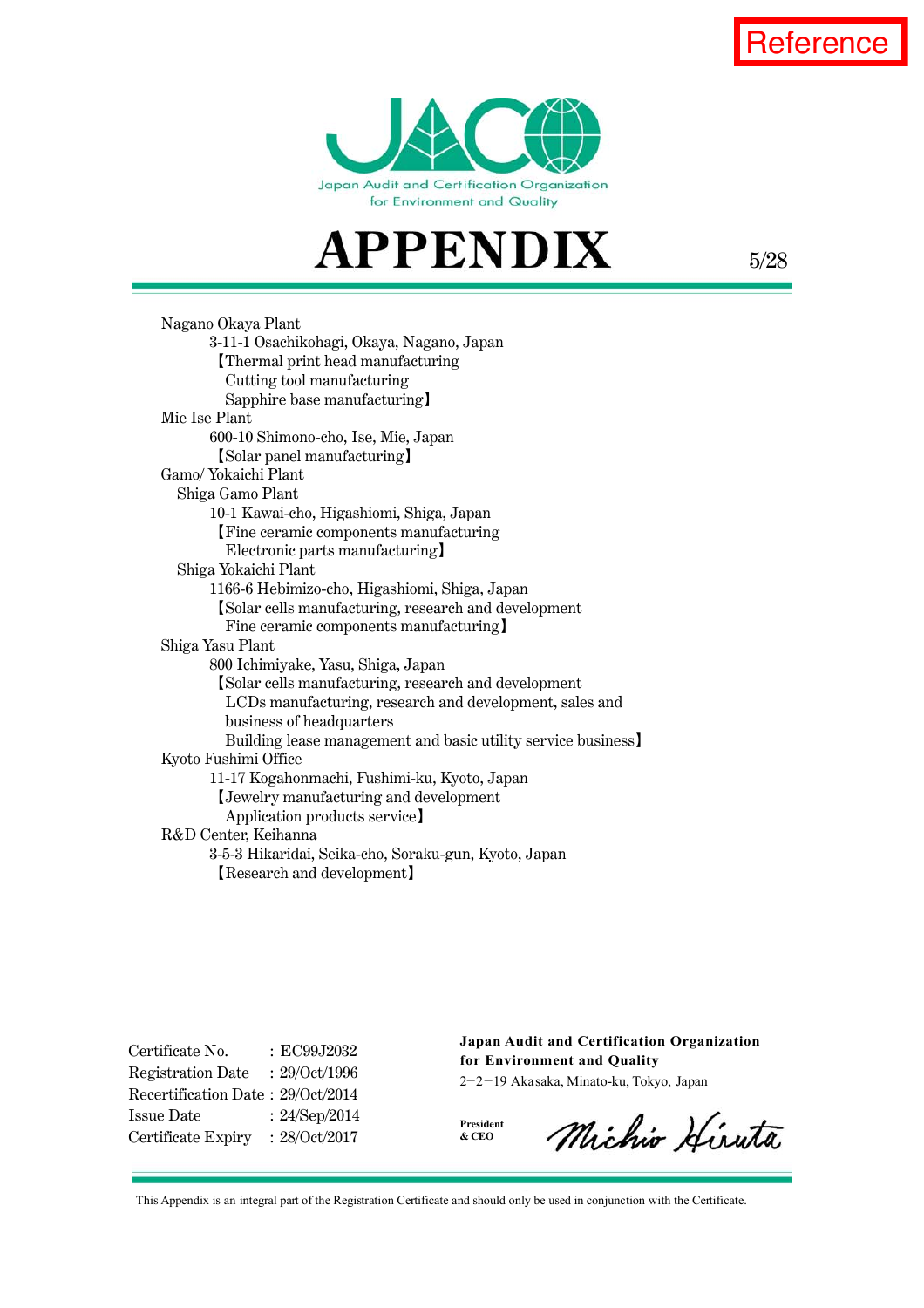Reference

Japan Audit and Certification Organization
for Environment and Quality

# APPENDIX

Nagano Okaya Plant
    3-11-1 Osachikohagi, Okaya, Nagano, Japan
    【Thermal print head manufacturing
    Cutting tool manufacturing
    Sapphire base manufacturing】

Mie Ise Plant
    600-10 Shimono-cho, Ise, Mie, Japan
    【Solar panel manufacturing】

Gamo/ Yokaichi Plant
  Shiga Gamo Plant
    10-1 Kawai-cho, Higashiomi, Shiga, Japan
    【Fine ceramic components manufacturing
    Electronic parts manufacturing】
  Shiga Yokaichi Plant
    1166-6 Hebimizo-cho, Higashiomi, Shiga, Japan
    【Solar cells manufacturing, research and development
    Fine ceramic components manufacturing】

Shiga Yasu Plant
    800 Ichimiyake, Yasu, Shiga, Japan
    【Solar cells manufacturing, research and development
    LCDs manufacturing, research and development, sales and business of headquarters
    Building lease management and basic utility service business】

Kyoto Fushimi Office
    11-17 Kogahonmachi, Fushimi-ku, Kyoto, Japan
    【Jewelry manufacturing and development
    Application products service】

R&D Center, Keihanna
    3-5-3 Hikaridai, Seika-cho, Soraku-gun, Kyoto, Japan
    【Research and development】

---

| | |
|---|---|
| Certificate No. | : EC99J2032 |
| Registration Date | : 29/Oct/1996 |
| Recertification Date | : 29/Oct/2014 |
| Issue Date | : 24/Sep/2014 |
| Certificate Expiry | : 28/Oct/2017 |

**Japan Audit and Certification Organization for Environment and Quality**
2−2−19 Akasaka, Minato-ku, Tokyo, Japan

**President & CEO** Michio Hiruta

This Appendix is an integral part of the Registration Certificate and should only be used in conjunction with the Certificate.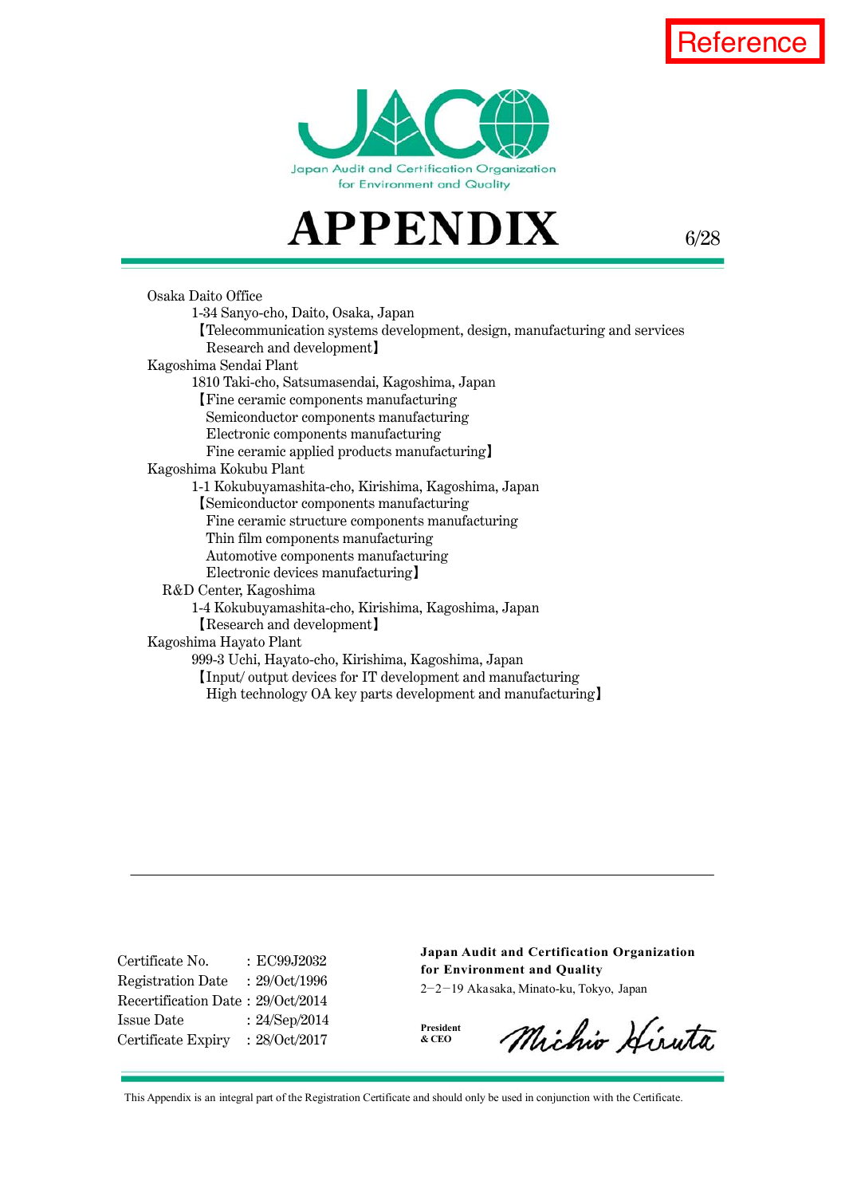Reference

Japan Audit and Certification Organization for Environment and Quality

# APPENDIX

Osaka Daito Office
1-34 Sanyo-cho, Daito, Osaka, Japan
【Telecommunication systems development, design, manufacturing and services
Research and development】

Kagoshima Sendai Plant
1810 Taki-cho, Satsumasendai, Kagoshima, Japan
【Fine ceramic components manufacturing
Semiconductor components manufacturing
Electronic components manufacturing
Fine ceramic applied products manufacturing】

Kagoshima Kokubu Plant
1-1 Kokubuyamashita-cho, Kirishima, Kagoshima, Japan
【Semiconductor components manufacturing
Fine ceramic structure components manufacturing
Thin film components manufacturing
Automotive components manufacturing
Electronic devices manufacturing】

R&D Center, Kagoshima
1-4 Kokubuyamashita-cho, Kirishima, Kagoshima, Japan
【Research and development】

Kagoshima Hayato Plant
999-3 Uchi, Hayato-cho, Kirishima, Kagoshima, Japan
【Input/ output devices for IT development and manufacturing
High technology OA key parts development and manufacturing】

---

| | |
|---|---|
| Certificate No. | : EC99J2032 |
| Registration Date | : 29/Oct/1996 |
| Recertification Date | : 29/Oct/2014 |
| Issue Date | : 24/Sep/2014 |
| Certificate Expiry | : 28/Oct/2017 |

**Japan Audit and Certification Organization for Environment and Quality**
2−2−19 Akasaka, Minato-ku, Tokyo, Japan

**President & CEO** Michio Hiruta

This Appendix is an integral part of the Registration Certificate and should only be used in conjunction with the Certificate.